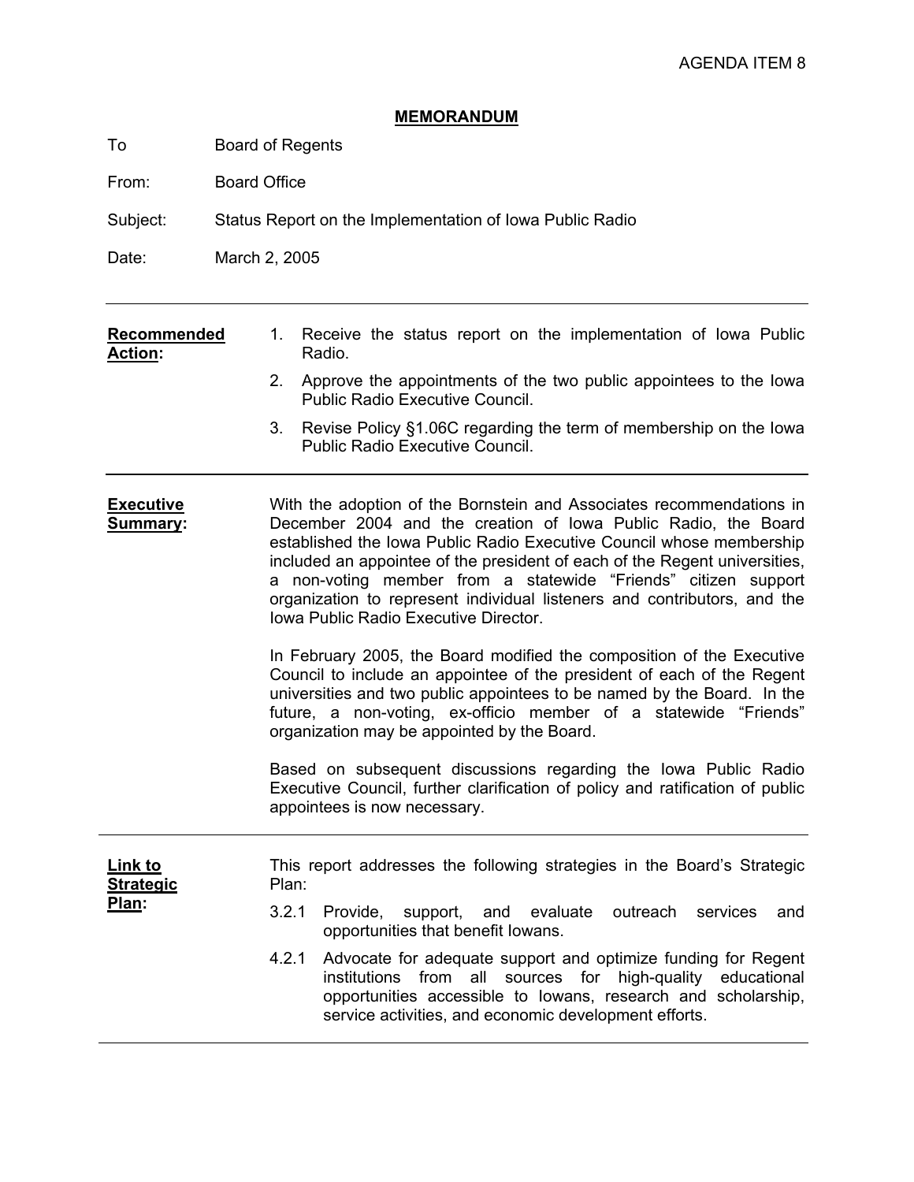AGENDA ITEM 8

**MEMORANDUM**

To: Board of Regents

From: Board Office

Subject: Status Report on the Implementation of Iowa Public Radio

Date: March 2, 2005

---

**Recommended Action:**

1. Receive the status report on the implementation of Iowa Public Radio.
2. Approve the appointments of the two public appointees to the Iowa Public Radio Executive Council.
3. Revise Policy §1.06C regarding the term of membership on the Iowa Public Radio Executive Council.

---

**Executive Summary:**

With the adoption of the Bornstein and Associates recommendations in December 2004 and the creation of Iowa Public Radio, the Board established the Iowa Public Radio Executive Council whose membership included an appointee of the president of each of the Regent universities, a non-voting member from a statewide "Friends" citizen support organization to represent individual listeners and contributors, and the Iowa Public Radio Executive Director.

In February 2005, the Board modified the composition of the Executive Council to include an appointee of the president of each of the Regent universities and two public appointees to be named by the Board. In the future, a non-voting, ex-officio member of a statewide "Friends" organization may be appointed by the Board.

Based on subsequent discussions regarding the Iowa Public Radio Executive Council, further clarification of policy and ratification of public appointees is now necessary.

---

**Link to Strategic Plan:**

This report addresses the following strategies in the Board's Strategic Plan:

3.2.1 Provide, support, and evaluate outreach services and opportunities that benefit Iowans.

4.2.1 Advocate for adequate support and optimize funding for Regent institutions from all sources for high-quality educational opportunities accessible to Iowans, research and scholarship, service activities, and economic development efforts.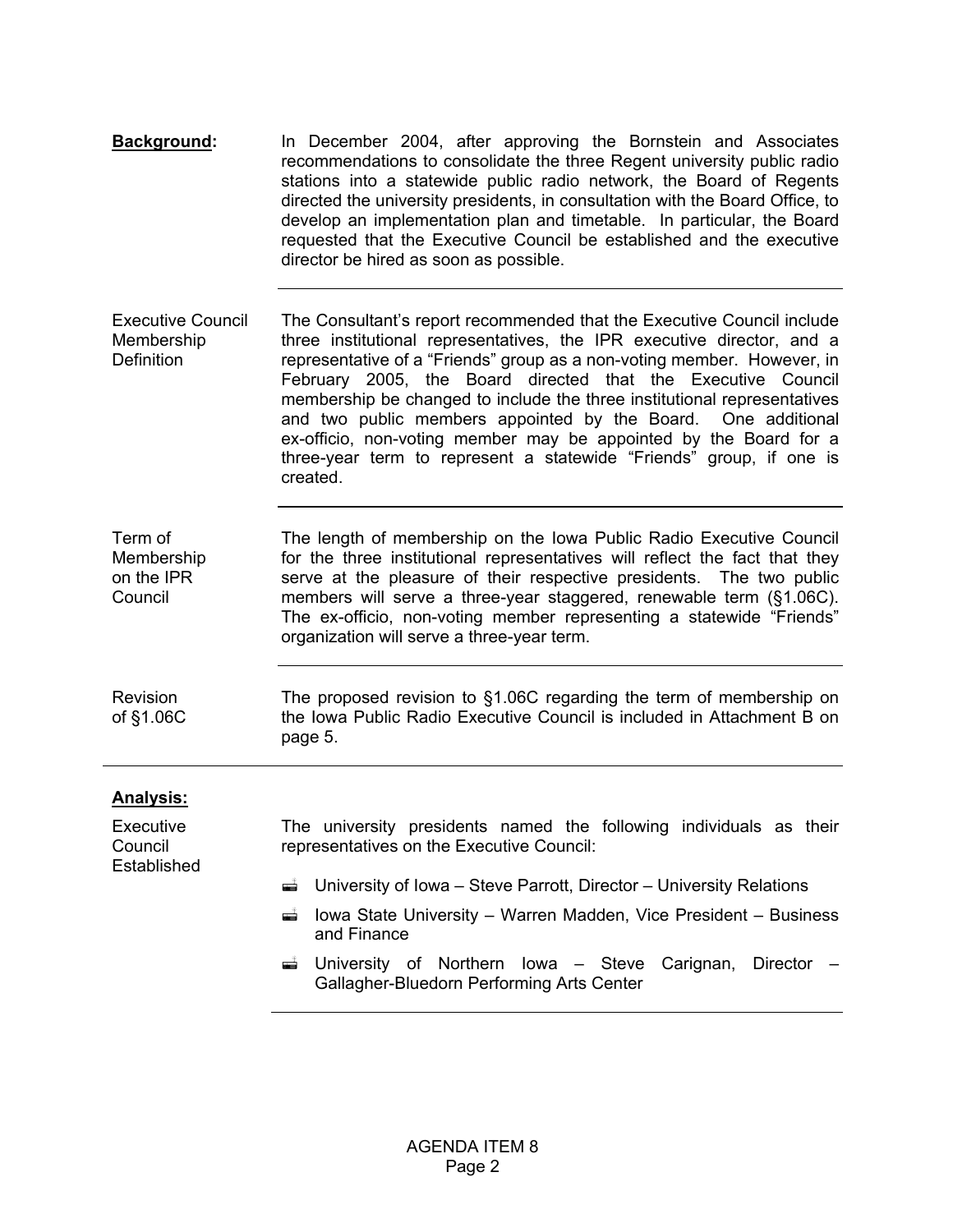**Background:**

In December 2004, after approving the Bornstein and Associates recommendations to consolidate the three Regent university public radio stations into a statewide public radio network, the Board of Regents directed the university presidents, in consultation with the Board Office, to develop an implementation plan and timetable. In particular, the Board requested that the Executive Council be established and the executive director be hired as soon as possible.

---

**Executive Council Membership Definition**

The Consultant's report recommended that the Executive Council include three institutional representatives, the IPR executive director, and a representative of a "Friends" group as a non-voting member. However, in February 2005, the Board directed that the Executive Council membership be changed to include the three institutional representatives and two public members appointed by the Board. One additional ex-officio, non-voting member may be appointed by the Board for a three-year term to represent a statewide "Friends" group, if one is created.

---

**Term of Membership on the IPR Council**

The length of membership on the Iowa Public Radio Executive Council for the three institutional representatives will reflect the fact that they serve at the pleasure of their respective presidents. The two public members will serve a three-year staggered, renewable term (§1.06C). The ex-officio, non-voting member representing a statewide "Friends" organization will serve a three-year term.

---

**Revision of §1.06C**

The proposed revision to §1.06C regarding the term of membership on the Iowa Public Radio Executive Council is included in Attachment B on page 5.

---

## Analysis:

**Executive Council Established**

The university presidents named the following individuals as their representatives on the Executive Council:

- University of Iowa – Steve Parrott, Director – University Relations
- Iowa State University – Warren Madden, Vice President – Business and Finance
- University of Northern Iowa – Steve Carignan, Director – Gallagher-Bluedorn Performing Arts Center

AGENDA ITEM 8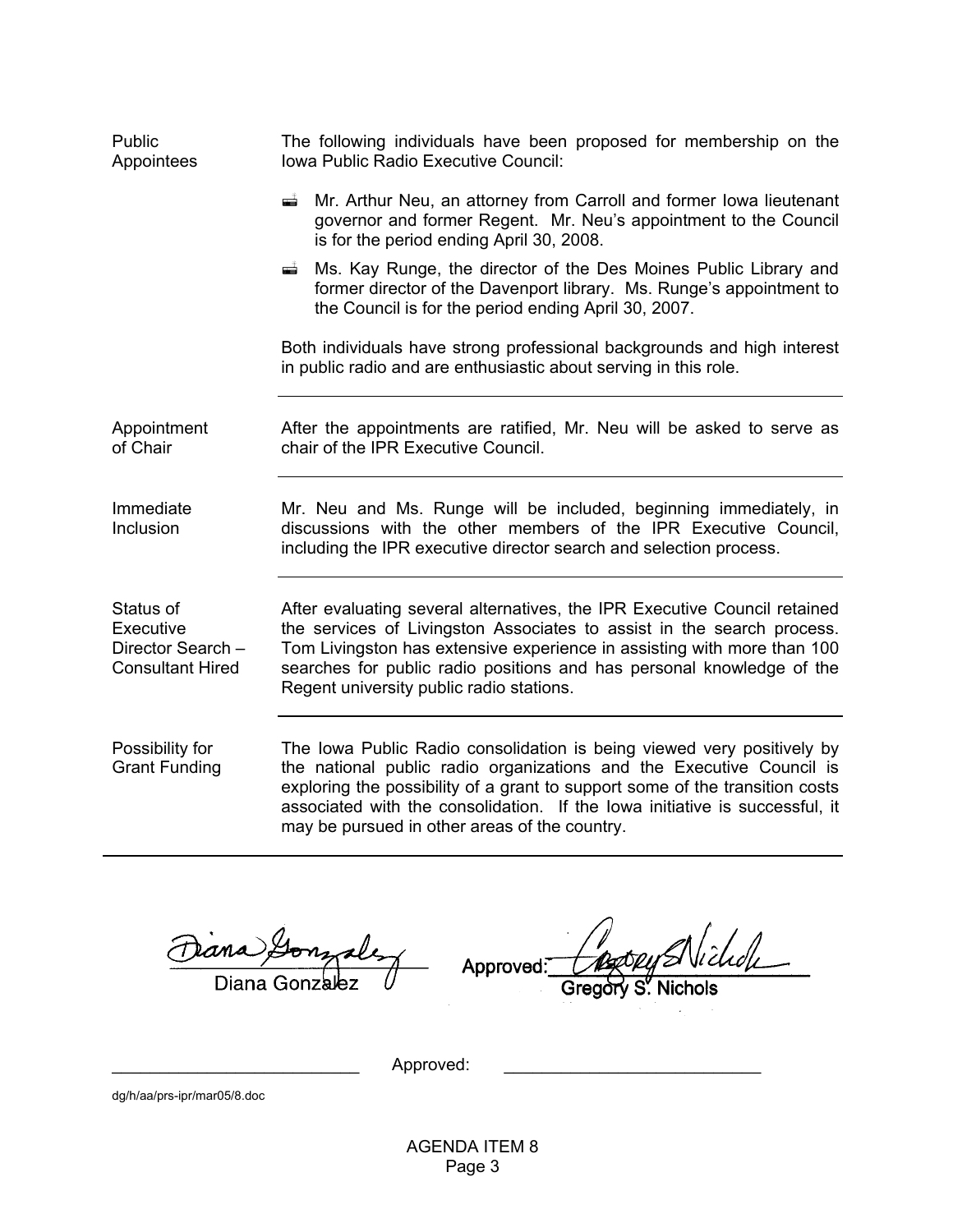**Public Appointees**

The following individuals have been proposed for membership on the Iowa Public Radio Executive Council:

- Mr. Arthur Neu, an attorney from Carroll and former Iowa lieutenant governor and former Regent. Mr. Neu's appointment to the Council is for the period ending April 30, 2008.
- Ms. Kay Runge, the director of the Des Moines Public Library and former director of the Davenport library. Ms. Runge's appointment to the Council is for the period ending April 30, 2007.

Both individuals have strong professional backgrounds and high interest in public radio and are enthusiastic about serving in this role.

---

**Appointment of Chair**

After the appointments are ratified, Mr. Neu will be asked to serve as chair of the IPR Executive Council.

---

**Immediate Inclusion**

Mr. Neu and Ms. Runge will be included, beginning immediately, in discussions with the other members of the IPR Executive Council, including the IPR executive director search and selection process.

---

**Status of Executive Director Search – Consultant Hired**

After evaluating several alternatives, the IPR Executive Council retained the services of Livingston Associates to assist in the search process. Tom Livingston has extensive experience in assisting with more than 100 searches for public radio positions and has personal knowledge of the Regent university public radio stations.

---

**Possibility for Grant Funding**

The Iowa Public Radio consolidation is being viewed very positively by the national public radio organizations and the Executive Council is exploring the possibility of a grant to support some of the transition costs associated with the consolidation. If the Iowa initiative is successful, it may be pursued in other areas of the country.

---

Diana Gonzalez (signature)
Diana Gonzalez

Approved: Gregory S. Nichols (signature)
Gregory S. Nichols

\_\_\_\_\_\_\_\_\_\_\_\_\_\_\_\_\_\_\_\_\_\_\_\_ Approved: \_\_\_\_\_\_\_\_\_\_\_\_\_\_\_\_\_\_\_\_\_\_\_\_

dg/h/aa/prs-ipr/mar05/8.doc

AGENDA ITEM 8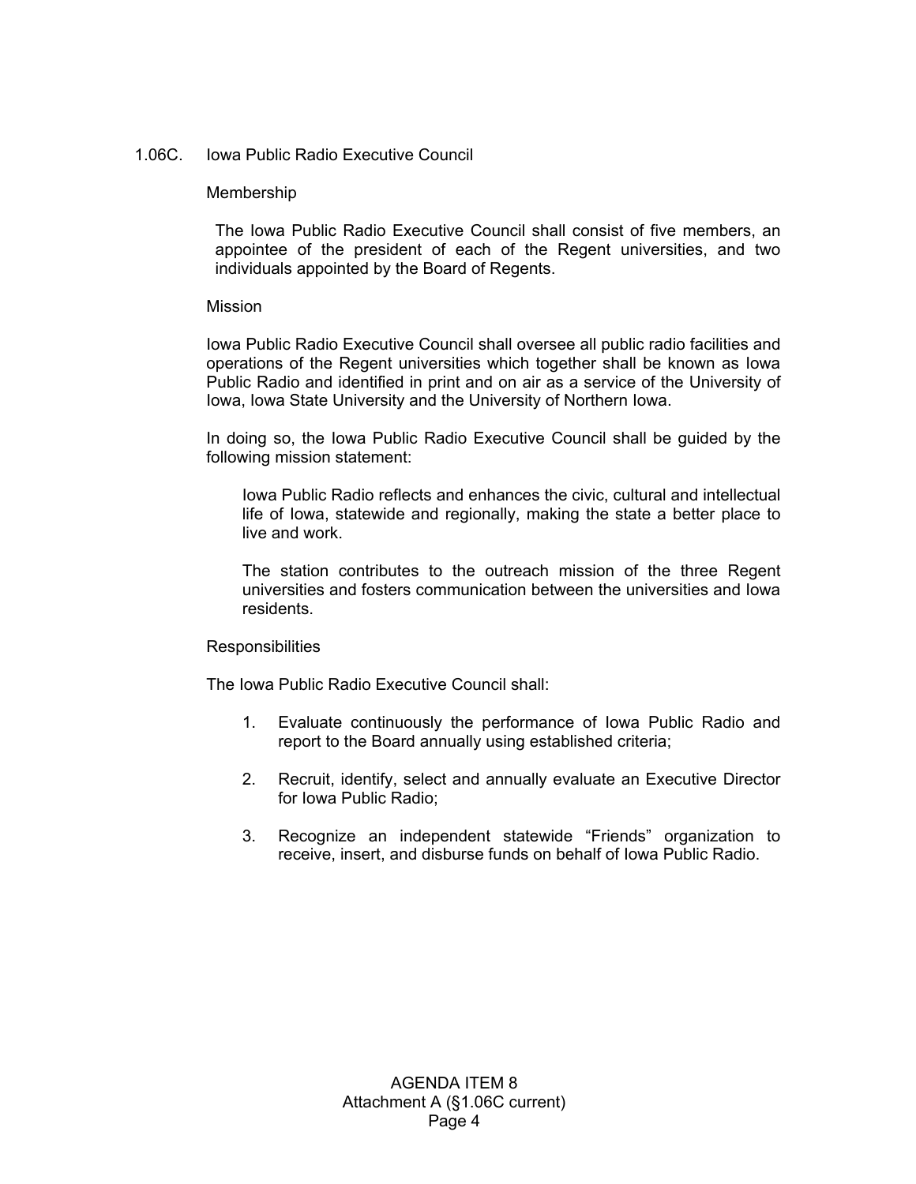## 1.06C. Iowa Public Radio Executive Council

### Membership

The Iowa Public Radio Executive Council shall consist of five members, an appointee of the president of each of the Regent universities, and two individuals appointed by the Board of Regents.

### Mission

Iowa Public Radio Executive Council shall oversee all public radio facilities and operations of the Regent universities which together shall be known as Iowa Public Radio and identified in print and on air as a service of the University of Iowa, Iowa State University and the University of Northern Iowa.

In doing so, the Iowa Public Radio Executive Council shall be guided by the following mission statement:

> Iowa Public Radio reflects and enhances the civic, cultural and intellectual life of Iowa, statewide and regionally, making the state a better place to live and work.
>
> The station contributes to the outreach mission of the three Regent universities and fosters communication between the universities and Iowa residents.

### Responsibilities

The Iowa Public Radio Executive Council shall:

1. Evaluate continuously the performance of Iowa Public Radio and report to the Board annually using established criteria;
2. Recruit, identify, select and annually evaluate an Executive Director for Iowa Public Radio;
3. Recognize an independent statewide “Friends” organization to receive, insert, and disburse funds on behalf of Iowa Public Radio.

AGENDA ITEM 8
Attachment A (§1.06C current)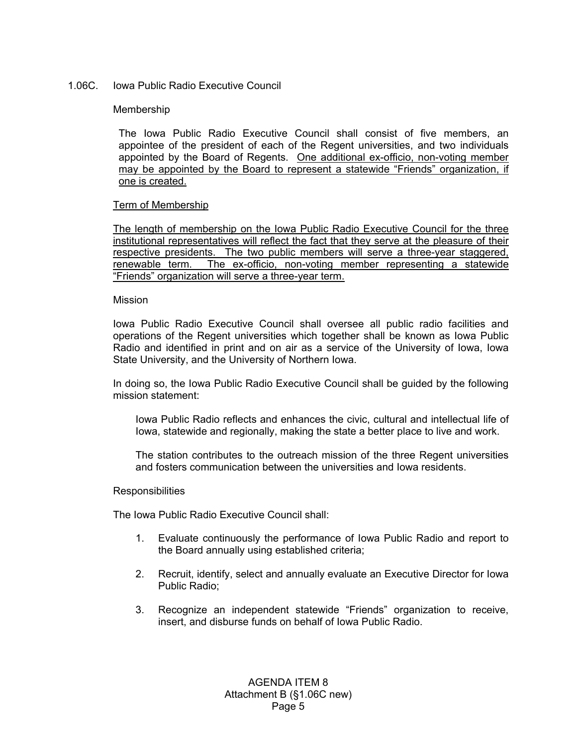## 1.06C. Iowa Public Radio Executive Council

### Membership

The Iowa Public Radio Executive Council shall consist of five members, an appointee of the president of each of the Regent universities, and two individuals appointed by the Board of Regents. <u>One additional ex-officio, non-voting member may be appointed by the Board to represent a statewide "Friends" organization, if one is created.</u>

### <u>Term of Membership</u>

<u>The length of membership on the Iowa Public Radio Executive Council for the three institutional representatives will reflect the fact that they serve at the pleasure of their respective presidents. The two public members will serve a three-year staggered, renewable term. The ex-officio, non-voting member representing a statewide "Friends" organization will serve a three-year term.</u>

### Mission

Iowa Public Radio Executive Council shall oversee all public radio facilities and operations of the Regent universities which together shall be known as Iowa Public Radio and identified in print and on air as a service of the University of Iowa, Iowa State University, and the University of Northern Iowa.

In doing so, the Iowa Public Radio Executive Council shall be guided by the following mission statement:

> Iowa Public Radio reflects and enhances the civic, cultural and intellectual life of Iowa, statewide and regionally, making the state a better place to live and work.
>
> The station contributes to the outreach mission of the three Regent universities and fosters communication between the universities and Iowa residents.

### Responsibilities

The Iowa Public Radio Executive Council shall:

1. Evaluate continuously the performance of Iowa Public Radio and report to the Board annually using established criteria;
2. Recruit, identify, select and annually evaluate an Executive Director for Iowa Public Radio;
3. Recognize an independent statewide "Friends" organization to receive, insert, and disburse funds on behalf of Iowa Public Radio.

AGENDA ITEM 8
Attachment B (§1.06C new)